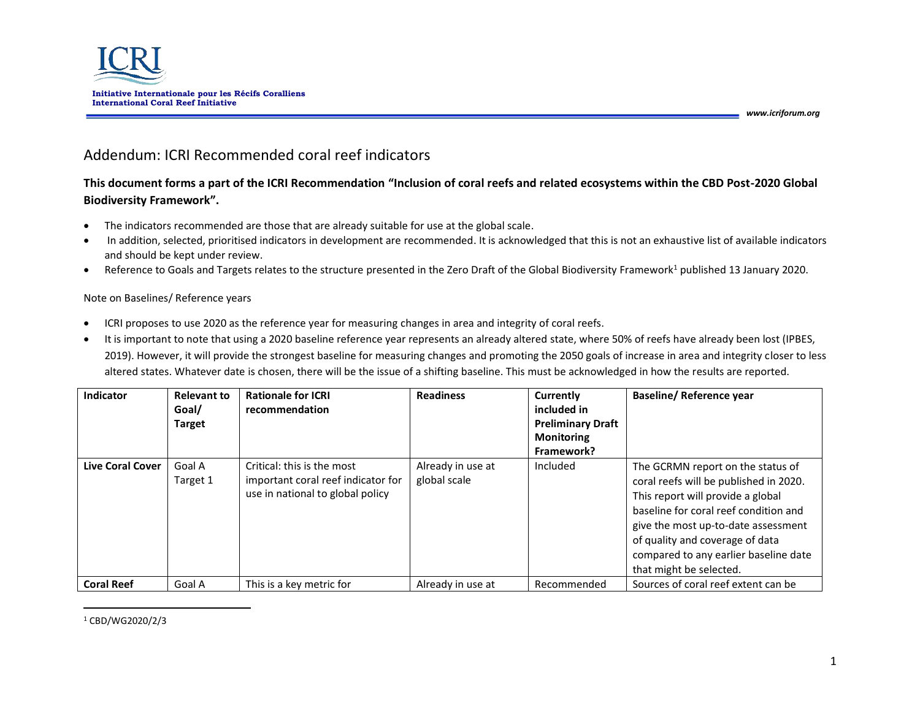# Addendum: ICRI Recommended coral reef indicators

**This document forms a part of the ICRI Recommendation "Inclusion of coral reefs and related ecosystems within the CBD Post-2020 Global Biodiversity Framework".**

- The indicators recommended are those that are already suitable for use at the global scale.
- In addition, selected, prioritised indicators in development are recommended. It is acknowledged that this is not an exhaustive list of available indicators and should be kept under review.
- Reference to Goals and Targets relates to the structure presented in the Zero Draft of the Global Biodiversity Framework[1] published 13 January 2020.

Note on Baselines/ Reference years

- ICRI proposes to use 2020 as the reference year for measuring changes in area and integrity of coral reefs.
- It is important to note that using a 2020 baseline reference year represents an already altered state, where 50% of reefs have already been lost (IPBES, 2019). However, it will provide the strongest baseline for measuring changes and promoting the 2050 goals of increase in area and integrity closer to less altered states. Whatever date is chosen, there will be the issue of a shifting baseline. This must be acknowledged in how the results are reported.

| Indicator | Relevant to Goal/ Target | Rationale for ICRI recommendation | Readiness | Currently included in Preliminary Draft Monitoring Framework? | Baseline/ Reference year |
|---|---|---|---|---|---|
| **Live Coral Cover** | Goal A Target 1 | Critical: this is the most important coral reef indicator for use in national to global policy | Already in use at global scale | Included | The GCRMN report on the status of coral reefs will be published in 2020. This report will provide a global baseline for coral reef condition and give the most up-to-date assessment of quality and coverage of data compared to any earlier baseline date that might be selected. |
| **Coral Reef** | Goal A | This is a key metric for | Already in use at | Recommended | Sources of coral reef extent can be |

[1] CBD/WG2020/2/3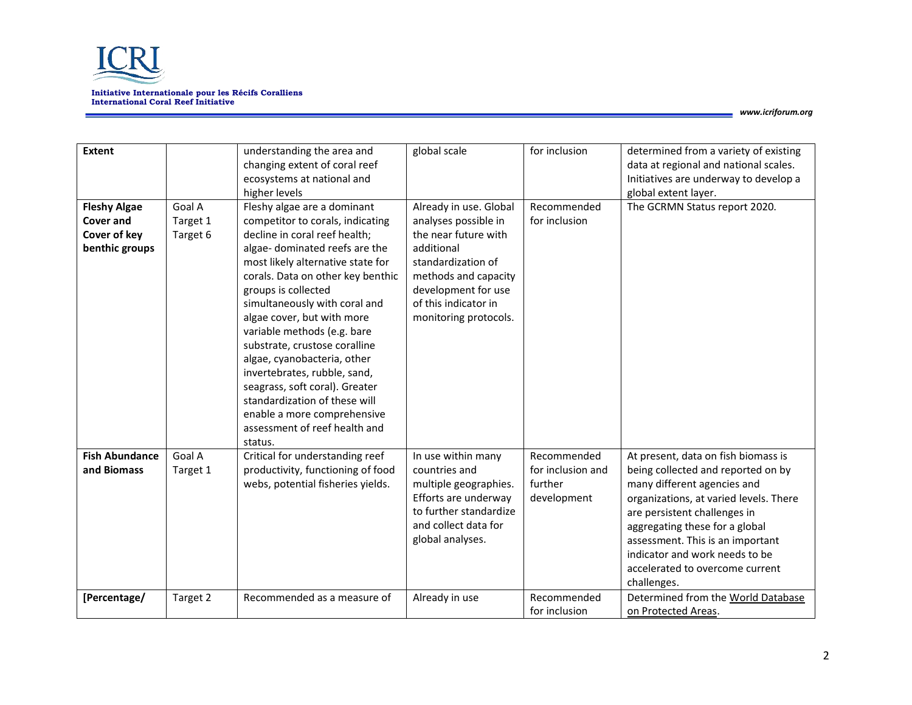| **Extent** | | understanding the area and changing extent of coral reef ecosystems at national and higher levels | global scale | for inclusion | determined from a variety of existing data at regional and national scales. Initiatives are underway to develop a global extent layer. |
|---|---|---|---|---|---|
| **Fleshy Algae Cover and Cover of key benthic groups** | Goal A Target 1 Target 6 | Fleshy algae are a dominant competitor to corals, indicating decline in coral reef health; algae- dominated reefs are the most likely alternative state for corals. Data on other key benthic groups is collected simultaneously with coral and algae cover, but with more variable methods (e.g. bare substrate, crustose coralline algae, cyanobacteria, other invertebrates, rubble, sand, seagrass, soft coral). Greater standardization of these will enable a more comprehensive assessment of reef health and status. | Already in use. Global analyses possible in the near future with additional standardization of methods and capacity development for use of this indicator in monitoring protocols. | Recommended for inclusion | The GCRMN Status report 2020. |
| **Fish Abundance and Biomass** | Goal A Target 1 | Critical for understanding reef productivity, functioning of food webs, potential fisheries yields. | In use within many countries and multiple geographies. Efforts are underway to further standardize and collect data for global analyses. | Recommended for inclusion and further development | At present, data on fish biomass is being collected and reported on by many different agencies and organizations, at varied levels. There are persistent challenges in aggregating these for a global assessment. This is an important indicator and work needs to be accelerated to overcome current challenges. |
| **[Percentage/** | Target 2 | Recommended as a measure of | Already in use | Recommended for inclusion | Determined from the World Database on Protected Areas. |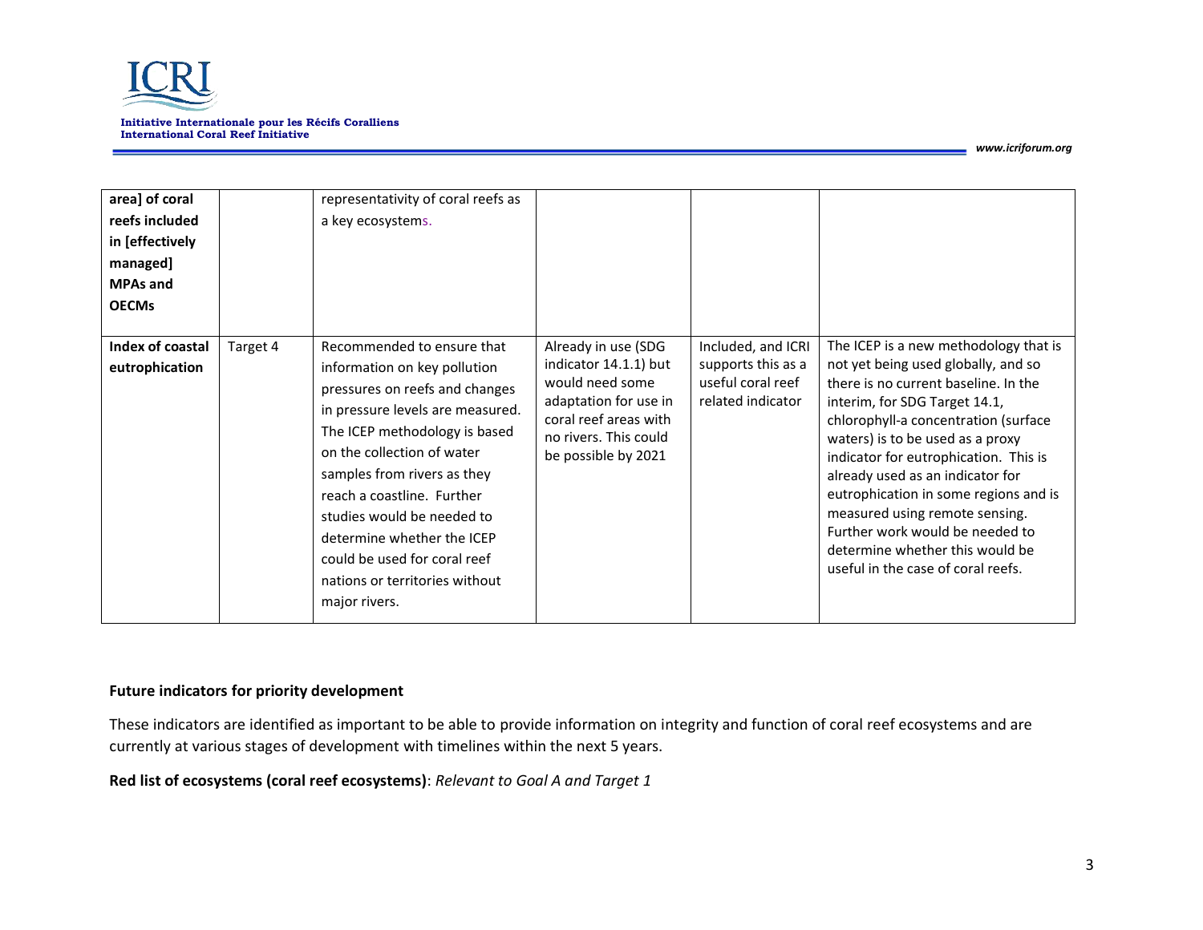| | | | | | |
|---|---|---|---|---|---|
| **area] of coral reefs included in [effectively managed] MPAs and OECMs** | | representativity of coral reefs as a key ecosystems. | | | |
| **Index of coastal eutrophication** | Target 4 | Recommended to ensure that information on key pollution pressures on reefs and changes in pressure levels are measured. The ICEP methodology is based on the collection of water samples from rivers as they reach a coastline. Further studies would be needed to determine whether the ICEP could be used for coral reef nations or territories without major rivers. | Already in use (SDG indicator 14.1.1) but would need some adaptation for use in coral reef areas with no rivers. This could be possible by 2021 | Included, and ICRI supports this as a useful coral reef related indicator | The ICEP is a new methodology that is not yet being used globally, and so there is no current baseline. In the interim, for SDG Target 14.1, chlorophyll-a concentration (surface waters) is to be used as a proxy indicator for eutrophication. This is already used as an indicator for eutrophication in some regions and is measured using remote sensing. Further work would be needed to determine whether this would be useful in the case of coral reefs. |

**Future indicators for priority development**

These indicators are identified as important to be able to provide information on integrity and function of coral reef ecosystems and are currently at various stages of development with timelines within the next 5 years.

**Red list of ecosystems (coral reef ecosystems)**: *Relevant to Goal A and Target 1*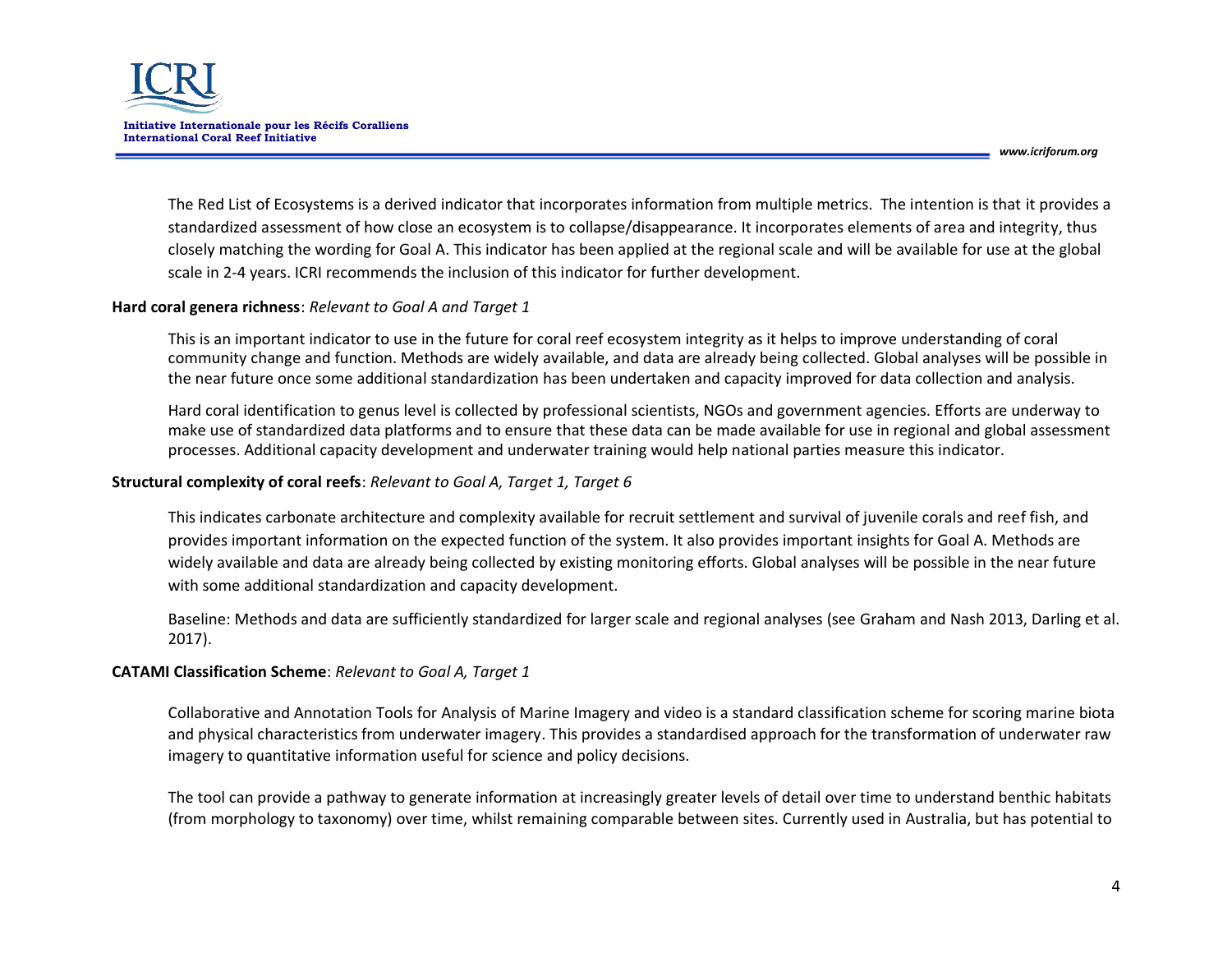The Red List of Ecosystems is a derived indicator that incorporates information from multiple metrics. The intention is that it provides a standardized assessment of how close an ecosystem is to collapse/disappearance. It incorporates elements of area and integrity, thus closely matching the wording for Goal A. This indicator has been applied at the regional scale and will be available for use at the global scale in 2-4 years. ICRI recommends the inclusion of this indicator for further development.

**Hard coral genera richness**: *Relevant to Goal A and Target 1*

This is an important indicator to use in the future for coral reef ecosystem integrity as it helps to improve understanding of coral community change and function. Methods are widely available, and data are already being collected. Global analyses will be possible in the near future once some additional standardization has been undertaken and capacity improved for data collection and analysis.

Hard coral identification to genus level is collected by professional scientists, NGOs and government agencies. Efforts are underway to make use of standardized data platforms and to ensure that these data can be made available for use in regional and global assessment processes. Additional capacity development and underwater training would help national parties measure this indicator.

**Structural complexity of coral reefs**: *Relevant to Goal A, Target 1, Target 6*

This indicates carbonate architecture and complexity available for recruit settlement and survival of juvenile corals and reef fish, and provides important information on the expected function of the system. It also provides important insights for Goal A. Methods are widely available and data are already being collected by existing monitoring efforts. Global analyses will be possible in the near future with some additional standardization and capacity development.

Baseline: Methods and data are sufficiently standardized for larger scale and regional analyses (see Graham and Nash 2013, Darling et al. 2017).

**CATAMI Classification Scheme**: *Relevant to Goal A, Target 1*

Collaborative and Annotation Tools for Analysis of Marine Imagery and video is a standard classification scheme for scoring marine biota and physical characteristics from underwater imagery. This provides a standardised approach for the transformation of underwater raw imagery to quantitative information useful for science and policy decisions.

The tool can provide a pathway to generate information at increasingly greater levels of detail over time to understand benthic habitats (from morphology to taxonomy) over time, whilst remaining comparable between sites. Currently used in Australia, but has potential to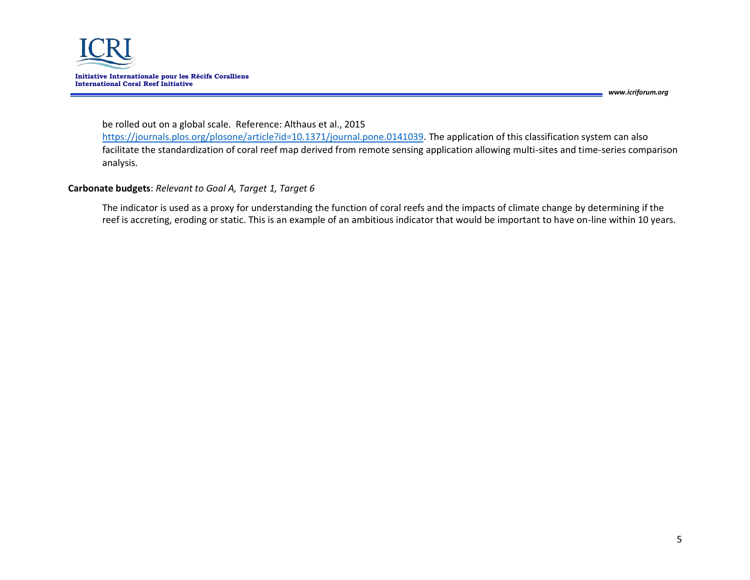be rolled out on a global scale. Reference: Althaus et al., 2015 https://journals.plos.org/plosone/article?id=10.1371/journal.pone.0141039. The application of this classification system can also facilitate the standardization of coral reef map derived from remote sensing application allowing multi-sites and time-series comparison analysis.

**Carbonate budgets**: *Relevant to Goal A, Target 1, Target 6*

The indicator is used as a proxy for understanding the function of coral reefs and the impacts of climate change by determining if the reef is accreting, eroding or static. This is an example of an ambitious indicator that would be important to have on-line within 10 years.